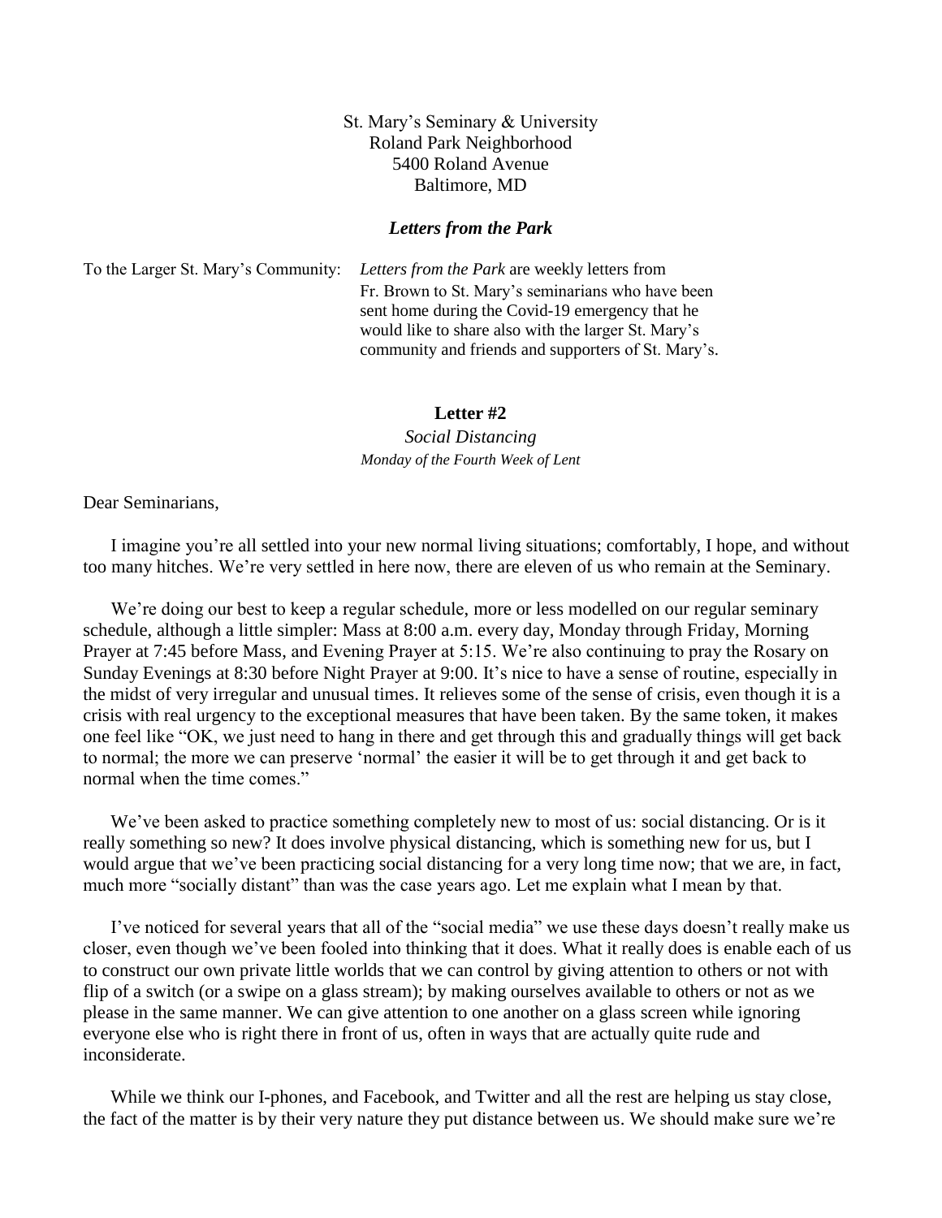St. Mary's Seminary & University
Roland Park Neighborhood
5400 Roland Avenue
Baltimore, MD

***Letters from the Park***

To the Larger St. Mary's Community: *Letters from the Park* are weekly letters from Fr. Brown to St. Mary's seminarians who have been sent home during the Covid-19 emergency that he would like to share also with the larger St. Mary's community and friends and supporters of St. Mary's.

**Letter #2**

*Social Distancing*

*Monday of the Fourth Week of Lent*

Dear Seminarians,

I imagine you're all settled into your new normal living situations; comfortably, I hope, and without too many hitches. We're very settled in here now, there are eleven of us who remain at the Seminary.

We're doing our best to keep a regular schedule, more or less modelled on our regular seminary schedule, although a little simpler: Mass at 8:00 a.m. every day, Monday through Friday, Morning Prayer at 7:45 before Mass, and Evening Prayer at 5:15. We're also continuing to pray the Rosary on Sunday Evenings at 8:30 before Night Prayer at 9:00. It's nice to have a sense of routine, especially in the midst of very irregular and unusual times. It relieves some of the sense of crisis, even though it is a crisis with real urgency to the exceptional measures that have been taken. By the same token, it makes one feel like "OK, we just need to hang in there and get through this and gradually things will get back to normal; the more we can preserve 'normal' the easier it will be to get through it and get back to normal when the time comes."

We've been asked to practice something completely new to most of us: social distancing. Or is it really something so new? It does involve physical distancing, which is something new for us, but I would argue that we've been practicing social distancing for a very long time now; that we are, in fact, much more "socially distant" than was the case years ago. Let me explain what I mean by that.

I've noticed for several years that all of the "social media" we use these days doesn't really make us closer, even though we've been fooled into thinking that it does. What it really does is enable each of us to construct our own private little worlds that we can control by giving attention to others or not with flip of a switch (or a swipe on a glass stream); by making ourselves available to others or not as we please in the same manner. We can give attention to one another on a glass screen while ignoring everyone else who is right there in front of us, often in ways that are actually quite rude and inconsiderate.

While we think our I-phones, and Facebook, and Twitter and all the rest are helping us stay close, the fact of the matter is by their very nature they put distance between us. We should make sure we're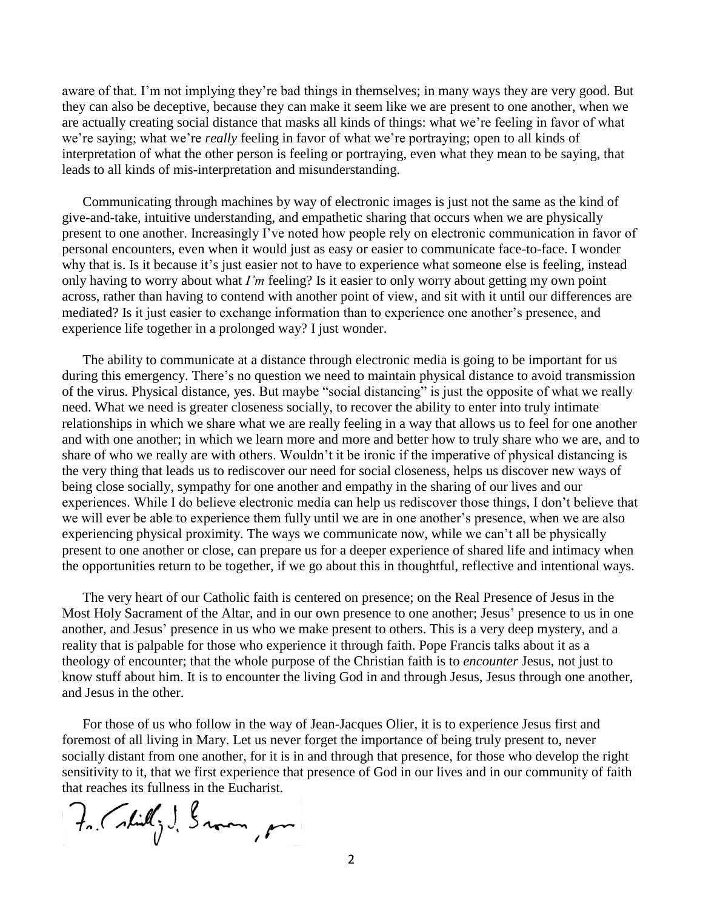aware of that. I'm not implying they're bad things in themselves; in many ways they are very good. But they can also be deceptive, because they can make it seem like we are present to one another, when we are actually creating social distance that masks all kinds of things: what we're feeling in favor of what we're saying; what we're *really* feeling in favor of what we're portraying; open to all kinds of interpretation of what the other person is feeling or portraying, even what they mean to be saying, that leads to all kinds of mis-interpretation and misunderstanding.

Communicating through machines by way of electronic images is just not the same as the kind of give-and-take, intuitive understanding, and empathetic sharing that occurs when we are physically present to one another. Increasingly I've noted how people rely on electronic communication in favor of personal encounters, even when it would just as easy or easier to communicate face-to-face. I wonder why that is. Is it because it's just easier not to have to experience what someone else is feeling, instead only having to worry about what *I'm* feeling? Is it easier to only worry about getting my own point across, rather than having to contend with another point of view, and sit with it until our differences are mediated? Is it just easier to exchange information than to experience one another's presence, and experience life together in a prolonged way? I just wonder.

The ability to communicate at a distance through electronic media is going to be important for us during this emergency. There's no question we need to maintain physical distance to avoid transmission of the virus. Physical distance, yes. But maybe "social distancing" is just the opposite of what we really need. What we need is greater closeness socially, to recover the ability to enter into truly intimate relationships in which we share what we are really feeling in a way that allows us to feel for one another and with one another; in which we learn more and more and better how to truly share who we are, and to share of who we really are with others. Wouldn't it be ironic if the imperative of physical distancing is the very thing that leads us to rediscover our need for social closeness, helps us discover new ways of being close socially, sympathy for one another and empathy in the sharing of our lives and our experiences. While I do believe electronic media can help us rediscover those things, I don't believe that we will ever be able to experience them fully until we are in one another's presence, when we are also experiencing physical proximity. The ways we communicate now, while we can't all be physically present to one another or close, can prepare us for a deeper experience of shared life and intimacy when the opportunities return to be together, if we go about this in thoughtful, reflective and intentional ways.

The very heart of our Catholic faith is centered on presence; on the Real Presence of Jesus in the Most Holy Sacrament of the Altar, and in our own presence to one another; Jesus' presence to us in one another, and Jesus' presence in us who we make present to others. This is a very deep mystery, and a reality that is palpable for those who experience it through faith. Pope Francis talks about it as a theology of encounter; that the whole purpose of the Christian faith is to *encounter* Jesus, not just to know stuff about him. It is to encounter the living God in and through Jesus, Jesus through one another, and Jesus in the other.

For those of us who follow in the way of Jean-Jacques Olier, it is to experience Jesus first and foremost of all living in Mary. Let us never forget the importance of being truly present to, never socially distant from one another, for it is in and through that presence, for those who develop the right sensitivity to it, that we first experience that presence of God in our lives and in our community of faith that reaches its fullness in the Eucharist.

Fr. Phillip J. Brown, pss